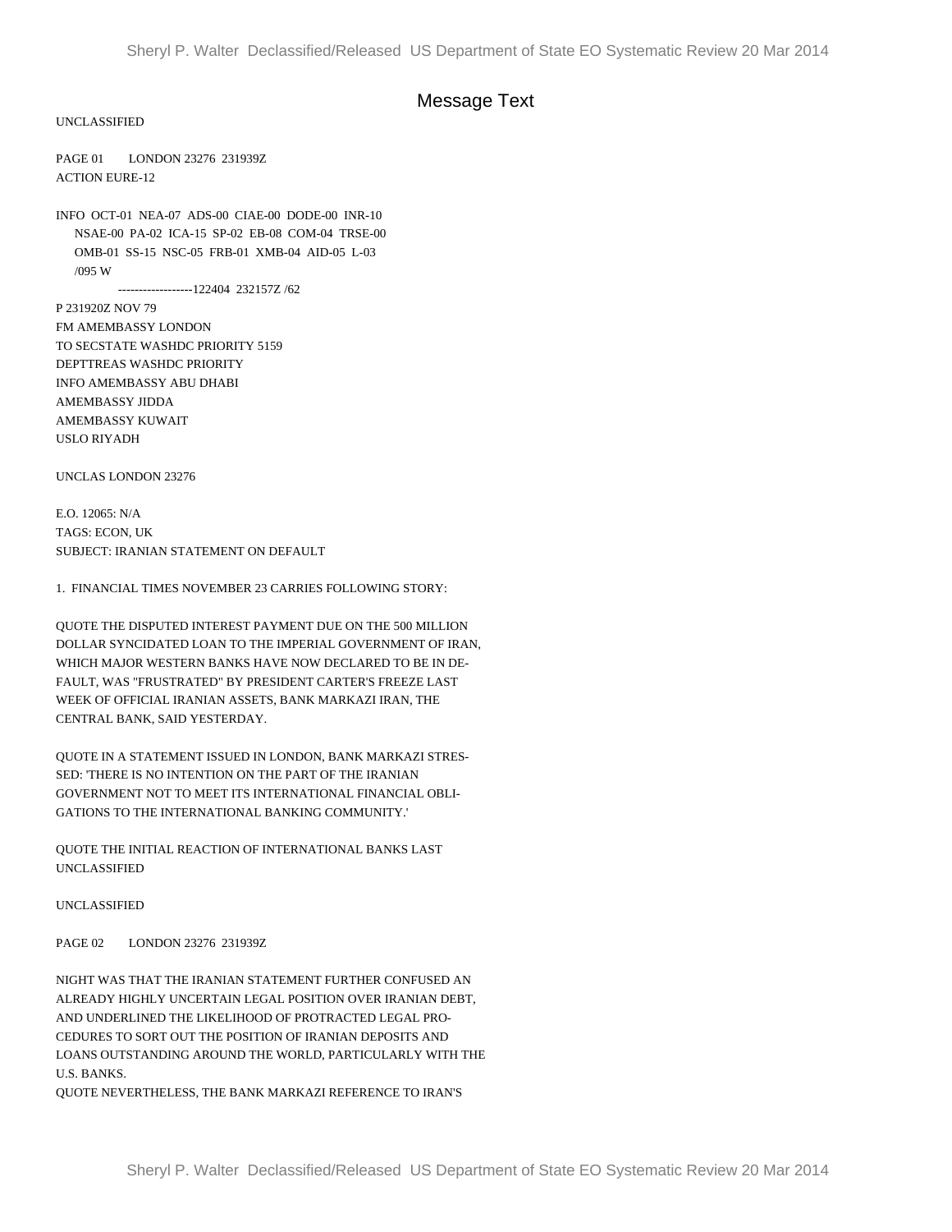# Message Text

UNCLASSIFIED

PAGE 01 LONDON 23276 231939Z
ACTION EURE-12

INFO OCT-01 NEA-07 ADS-00 CIAE-00 DODE-00 INR-10
NSAE-00 PA-02 ICA-15 SP-02 EB-08 COM-04 TRSE-00
OMB-01 SS-15 NSC-05 FRB-01 XMB-04 AID-05 L-03
/095 W
------------------122404 232157Z /62

P 231920Z NOV 79
FM AMEMBASSY LONDON
TO SECSTATE WASHDC PRIORITY 5159
DEPTTREAS WASHDC PRIORITY
INFO AMEMBASSY ABU DHABI
AMEMBASSY JIDDA
AMEMBASSY KUWAIT
USLO RIYADH

UNCLAS LONDON 23276

E.O. 12065: N/A
TAGS: ECON, UK
SUBJECT: IRANIAN STATEMENT ON DEFAULT

1. FINANCIAL TIMES NOVEMBER 23 CARRIES FOLLOWING STORY:

QUOTE THE DISPUTED INTEREST PAYMENT DUE ON THE 500 MILLION DOLLAR SYNCIDATED LOAN TO THE IMPERIAL GOVERNMENT OF IRAN, WHICH MAJOR WESTERN BANKS HAVE NOW DECLARED TO BE IN DEFAULT, WAS "FRUSTRATED" BY PRESIDENT CARTER'S FREEZE LAST WEEK OF OFFICIAL IRANIAN ASSETS, BANK MARKAZI IRAN, THE CENTRAL BANK, SAID YESTERDAY.

QUOTE IN A STATEMENT ISSUED IN LONDON, BANK MARKAZI STRESSED: 'THERE IS NO INTENTION ON THE PART OF THE IRANIAN GOVERNMENT NOT TO MEET ITS INTERNATIONAL FINANCIAL OBLIGATIONS TO THE INTERNATIONAL BANKING COMMUNITY.'

QUOTE THE INITIAL REACTION OF INTERNATIONAL BANKS LAST NIGHT WAS THAT THE IRANIAN STATEMENT FURTHER CONFUSED AN ALREADY HIGHLY UNCERTAIN LEGAL POSITION OVER IRANIAN DEBT, AND UNDERLINED THE LIKELIHOOD OF PROTRACTED LEGAL PROCEDURES TO SORT OUT THE POSITION OF IRANIAN DEPOSITS AND LOANS OUTSTANDING AROUND THE WORLD, PARTICULARLY WITH THE U.S. BANKS.

QUOTE NEVERTHELESS, THE BANK MARKAZI REFERENCE TO IRAN'S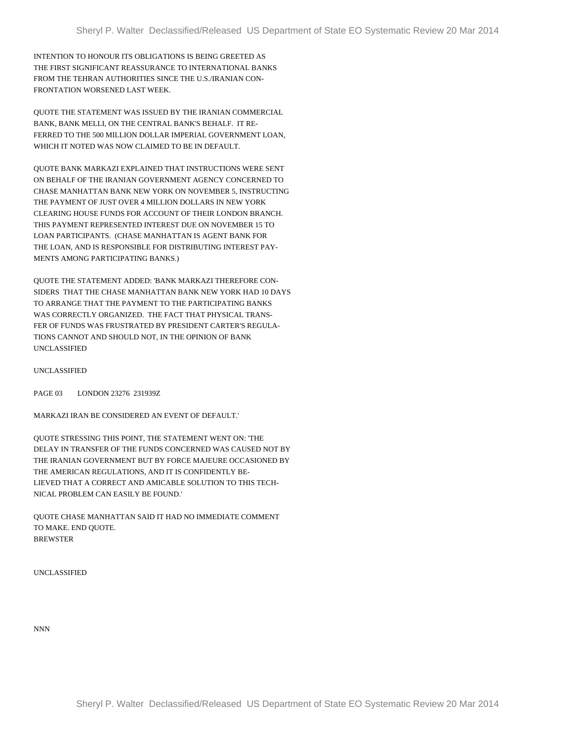INTENTION TO HONOUR ITS OBLIGATIONS IS BEING GREETED AS THE FIRST SIGNIFICANT REASSURANCE TO INTERNATIONAL BANKS FROM THE TEHRAN AUTHORITIES SINCE THE U.S./IRANIAN CON-FRONTATION WORSENED LAST WEEK.

QUOTE THE STATEMENT WAS ISSUED BY THE IRANIAN COMMERCIAL BANK, BANK MELLI, ON THE CENTRAL BANK'S BEHALF. IT RE-FERRED TO THE 500 MILLION DOLLAR IMPERIAL GOVERNMENT LOAN, WHICH IT NOTED WAS NOW CLAIMED TO BE IN DEFAULT.

QUOTE BANK MARKAZI EXPLAINED THAT INSTRUCTIONS WERE SENT ON BEHALF OF THE IRANIAN GOVERNMENT AGENCY CONCERNED TO CHASE MANHATTAN BANK NEW YORK ON NOVEMBER 5, INSTRUCTING THE PAYMENT OF JUST OVER 4 MILLION DOLLARS IN NEW YORK CLEARING HOUSE FUNDS FOR ACCOUNT OF THEIR LONDON BRANCH. THIS PAYMENT REPRESENTED INTEREST DUE ON NOVEMBER 15 TO LOAN PARTICIPANTS. (CHASE MANHATTAN IS AGENT BANK FOR THE LOAN, AND IS RESPONSIBLE FOR DISTRIBUTING INTEREST PAY-MENTS AMONG PARTICIPATING BANKS.)

QUOTE THE STATEMENT ADDED: 'BANK MARKAZI THEREFORE CON-SIDERS THAT THE CHASE MANHATTAN BANK NEW YORK HAD 10 DAYS TO ARRANGE THAT THE PAYMENT TO THE PARTICIPATING BANKS WAS CORRECTLY ORGANIZED. THE FACT THAT PHYSICAL TRANS-FER OF FUNDS WAS FRUSTRATED BY PRESIDENT CARTER'S REGULA-TIONS CANNOT AND SHOULD NOT, IN THE OPINION OF BANK

UNCLASSIFIED

UNCLASSIFIED

PAGE 03 LONDON 23276 231939Z

MARKAZI IRAN BE CONSIDERED AN EVENT OF DEFAULT.'

QUOTE STRESSING THIS POINT, THE STATEMENT WENT ON: 'THE DELAY IN TRANSFER OF THE FUNDS CONCERNED WAS CAUSED NOT BY THE IRANIAN GOVERNMENT BUT BY FORCE MAJEURE OCCASIONED BY THE AMERICAN REGULATIONS, AND IT IS CONFIDENTLY BE-LIEVED THAT A CORRECT AND AMICABLE SOLUTION TO THIS TECH-NICAL PROBLEM CAN EASILY BE FOUND.'

QUOTE CHASE MANHATTAN SAID IT HAD NO IMMEDIATE COMMENT TO MAKE. END QUOTE.
BREWSTER

UNCLASSIFIED

NNN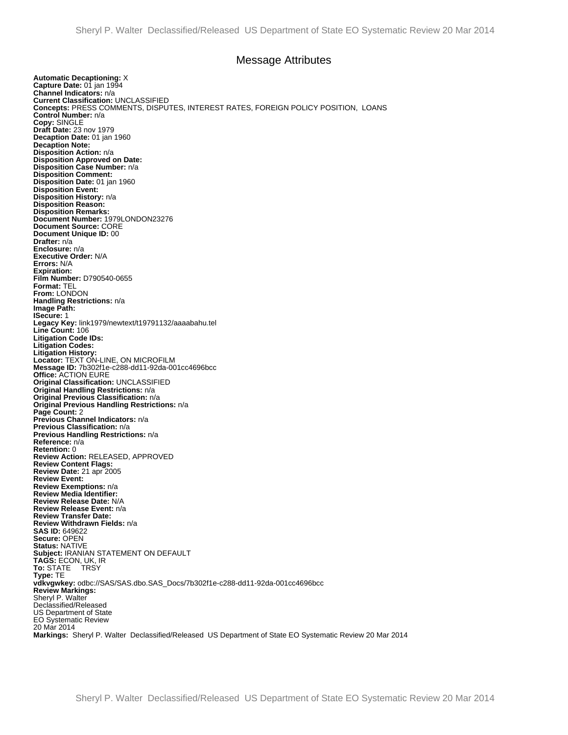# Message Attributes

**Automatic Decaptioning:** X
**Capture Date:** 01 jan 1994
**Channel Indicators:** n/a
**Current Classification:** UNCLASSIFIED
**Concepts:** PRESS COMMENTS, DISPUTES, INTEREST RATES, FOREIGN POLICY POSITION, LOANS
**Control Number:** n/a
**Copy:** SINGLE
**Draft Date:** 23 nov 1979
**Decaption Date:** 01 jan 1960
**Decaption Note:**
**Disposition Action:** n/a
**Disposition Approved on Date:**
**Disposition Case Number:** n/a
**Disposition Comment:**
**Disposition Date:** 01 jan 1960
**Disposition Event:**
**Disposition History:** n/a
**Disposition Reason:**
**Disposition Remarks:**
**Document Number:** 1979LONDON23276
**Document Source:** CORE
**Document Unique ID:** 00
**Drafter:** n/a
**Enclosure:** n/a
**Executive Order:** N/A
**Errors:** N/A
**Expiration:**
**Film Number:** D790540-0655
**Format:** TEL
**From:** LONDON
**Handling Restrictions:** n/a
**Image Path:**
**ISecure:** 1
**Legacy Key:** link1979/newtext/t19791132/aaaabahu.tel
**Line Count:** 106
**Litigation Code IDs:**
**Litigation Codes:**
**Litigation History:**
**Locator:** TEXT ON-LINE, ON MICROFILM
**Message ID:** 7b302f1e-c288-dd11-92da-001cc4696bcc
**Office:** ACTION EURE
**Original Classification:** UNCLASSIFIED
**Original Handling Restrictions:** n/a
**Original Previous Classification:** n/a
**Original Previous Handling Restrictions:** n/a
**Page Count:** 2
**Previous Channel Indicators:** n/a
**Previous Classification:** n/a
**Previous Handling Restrictions:** n/a
**Reference:** n/a
**Retention:** 0
**Review Action:** RELEASED, APPROVED
**Review Content Flags:**
**Review Date:** 21 apr 2005
**Review Event:**
**Review Exemptions:** n/a
**Review Media Identifier:**
**Review Release Date:** N/A
**Review Release Event:** n/a
**Review Transfer Date:**
**Review Withdrawn Fields:** n/a
**SAS ID:** 649622
**Secure:** OPEN
**Status:** NATIVE
**Subject:** IRANIAN STATEMENT ON DEFAULT
**TAGS:** ECON, UK, IR
**To:** STATE TRSY
**Type:** TE
**vdkvgwkey:** odbc://SAS/SAS.dbo.SAS_Docs/7b302f1e-c288-dd11-92da-001cc4696bcc
**Review Markings:**
Sheryl P. Walter
Declassified/Released
US Department of State
EO Systematic Review
20 Mar 2014
**Markings:** Sheryl P. Walter Declassified/Released US Department of State EO Systematic Review 20 Mar 2014